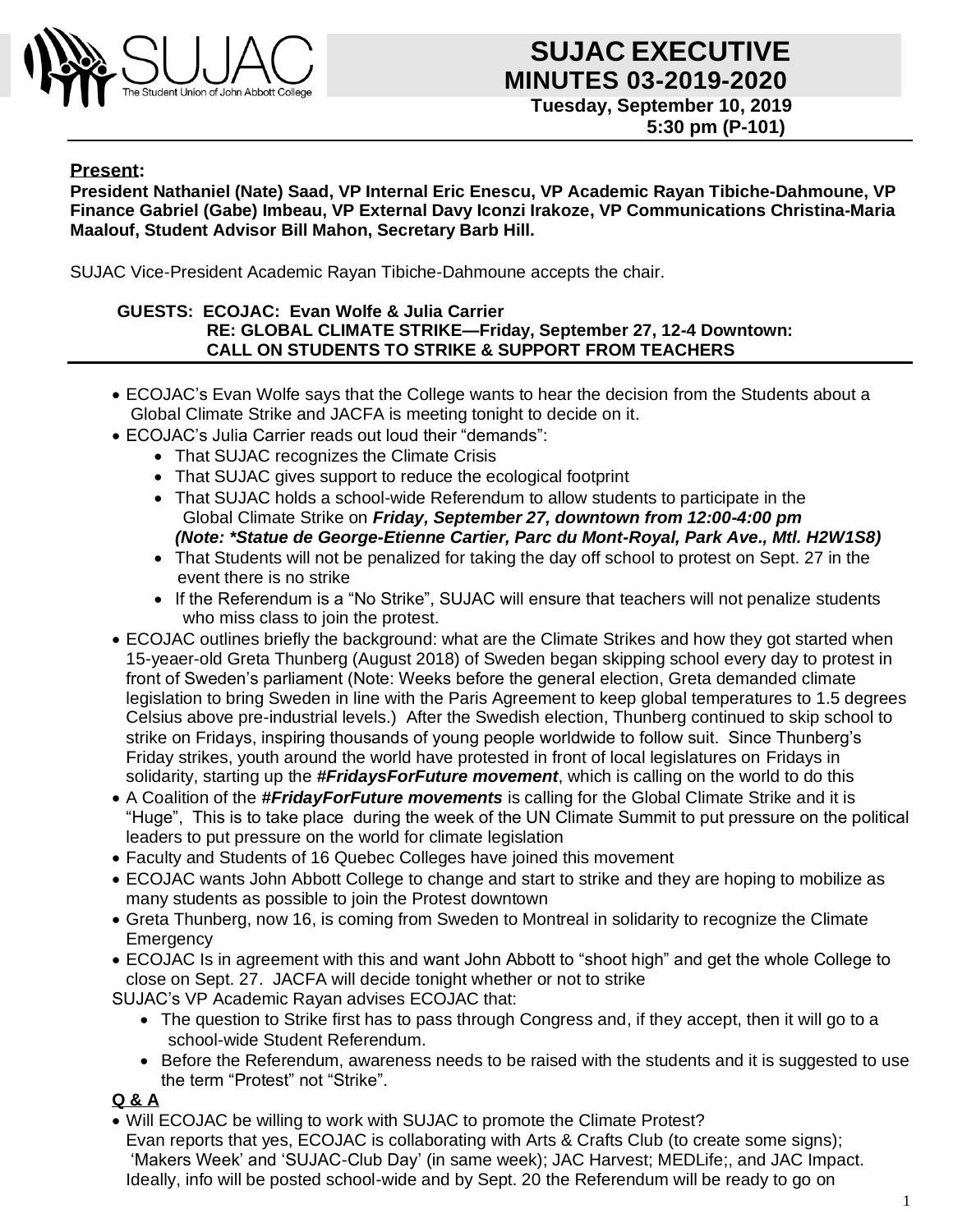# SUJAC EXECUTIVE MINUTES 03-2019-2020

**Tuesday, September 10, 2019**
**5:30 pm (P-101)**

**Present:**

**President Nathaniel (Nate) Saad, VP Internal Eric Enescu, VP Academic Rayan Tibiche-Dahmoune, VP Finance Gabriel (Gabe) Imbeau, VP External Davy Iconzi Irakoze, VP Communications Christina-Maria Maalouf, Student Advisor Bill Mahon, Secretary Barb Hill.**

SUJAC Vice-President Academic Rayan Tibiche-Dahmoune accepts the chair.

**GUESTS: ECOJAC: Evan Wolfe & Julia Carrier**
**RE: GLOBAL CLIMATE STRIKE—Friday, September 27, 12-4 Downtown:**
**CALL ON STUDENTS TO STRIKE & SUPPORT FROM TEACHERS**

- ECOJAC's Evan Wolfe says that the College wants to hear the decision from the Students about a Global Climate Strike and JACFA is meeting tonight to decide on it.
- ECOJAC's Julia Carrier reads out loud their "demands":
  - That SUJAC recognizes the Climate Crisis
  - That SUJAC gives support to reduce the ecological footprint
  - That SUJAC holds a school-wide Referendum to allow students to participate in the Global Climate Strike on ***Friday, September 27, downtown from 12:00-4:00 pm (Note: *Statue de George-Etienne Cartier, Parc du Mont-Royal, Park Ave., Mtl. H2W1S8)***
  - That Students will not be penalized for taking the day off school to protest on Sept. 27 in the event there is no strike
  - If the Referendum is a "No Strike", SUJAC will ensure that teachers will not penalize students who miss class to join the protest.
- ECOJAC outlines briefly the background: what are the Climate Strikes and how they got started when 15-yeaer-old Greta Thunberg (August 2018) of Sweden began skipping school every day to protest in front of Sweden's parliament (Note: Weeks before the general election, Greta demanded climate legislation to bring Sweden in line with the Paris Agreement to keep global temperatures to 1.5 degrees Celsius above pre-industrial levels.) After the Swedish election, Thunberg continued to skip school to strike on Fridays, inspiring thousands of young people worldwide to follow suit. Since Thunberg's Friday strikes, youth around the world have protested in front of local legislatures on Fridays in solidarity, starting up the ***#FridaysForFuture movement***, which is calling on the world to do this
- A Coalition of the ***#FridayForFuture movements*** is calling for the Global Climate Strike and it is "Huge", This is to take place during the week of the UN Climate Summit to put pressure on the political leaders to put pressure on the world for climate legislation
- Faculty and Students of 16 Quebec Colleges have joined this movement
- ECOJAC wants John Abbott College to change and start to strike and they are hoping to mobilize as many students as possible to join the Protest downtown
- Greta Thunberg, now 16, is coming from Sweden to Montreal in solidarity to recognize the Climate Emergency
- ECOJAC Is in agreement with this and want John Abbott to "shoot high" and get the whole College to close on Sept. 27. JACFA will decide tonight whether or not to strike

SUJAC's VP Academic Rayan advises ECOJAC that:

- The question to Strike first has to pass through Congress and, if they accept, then it will go to a school-wide Student Referendum.
- Before the Referendum, awareness needs to be raised with the students and it is suggested to use the term "Protest" not "Strike".

**Q & A**

- Will ECOJAC be willing to work with SUJAC to promote the Climate Protest?
  Evan reports that yes, ECOJAC is collaborating with Arts & Crafts Club (to create some signs); 'Makers Week' and 'SUJAC-Club Day' (in same week); JAC Harvest; MEDLife;, and JAC Impact. Ideally, info will be posted school-wide and by Sept. 20 the Referendum will be ready to go on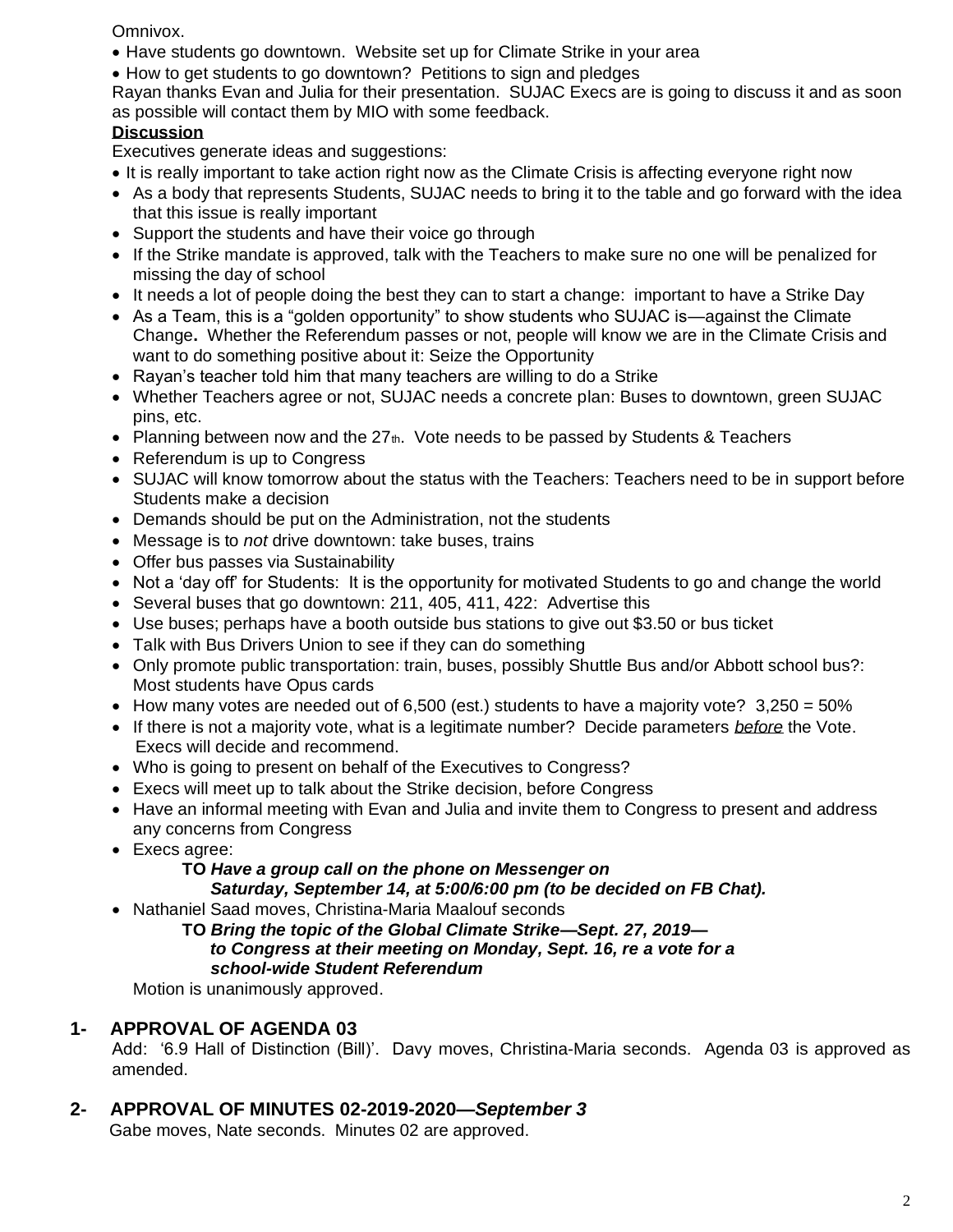Omnivox.

- Have students go downtown. Website set up for Climate Strike in your area
- How to get students to go downtown? Petitions to sign and pledges

Rayan thanks Evan and Julia for their presentation. SUJAC Execs is going to discuss it and as soon as possible will contact them by MIO with some feedback.

**Discussion**

Executives generate ideas and suggestions:

- It is really important to take action right now as the Climate Crisis is affecting everyone right now
- As a body that represents Students, SUJAC needs to bring it to the table and go forward with the idea that this issue is really important
- Support the students and have their voice go through
- If the Strike mandate is approved, talk with the Teachers to make sure no one will be penalized for missing the day of school
- It needs a lot of people doing the best they can to start a change: important to have a Strike Day
- As a Team, this is a "golden opportunity" to show students who SUJAC is—against the Climate Change**.** Whether the Referendum passes or not, people will know we are in the Climate Crisis and want to do something positive about it: Seize the Opportunity
- Rayan's teacher told him that many teachers are willing to do a Strike
- Whether Teachers agree or not, SUJAC needs a concrete plan: Buses to downtown, green SUJAC pins, etc.
- Planning between now and the 27th. Vote needs to be passed by Students & Teachers
- Referendum is up to Congress
- SUJAC will know tomorrow about the status with the Teachers: Teachers need to be in support before Students make a decision
- Demands should be put on the Administration, not the students
- Message is to *not* drive downtown: take buses, trains
- Offer bus passes via Sustainability
- Not a 'day off' for Students: It is the opportunity for motivated Students to go and change the world
- Several buses that go downtown: 211, 405, 411, 422: Advertise this
- Use buses; perhaps have a booth outside bus stations to give out $3.50 or bus ticket
- Talk with Bus Drivers Union to see if they can do something
- Only promote public transportation: train, buses, possibly Shuttle Bus and/or Abbott school bus?: Most students have Opus cards
- How many votes are needed out of 6,500 (est.) students to have a majority vote? 3,250 = 50%
- If there is not a majority vote, what is a legitimate number? Decide parameters ***before*** the Vote. Execs will decide and recommend.
- Who is going to present on behalf of the Executives to Congress?
- Execs will meet up to talk about the Strike decision, before Congress
- Have an informal meeting with Evan and Julia and invite them to Congress to present and address any concerns from Congress
- Execs agree:

  **TO *Have a group call on the phone on Messenger on Saturday, September 14, at 5:00/6:00 pm (to be decided on FB Chat).***

- Nathaniel Saad moves, Christina-Maria Maalouf seconds

  **TO *Bring the topic of the Global Climate Strike—Sept. 27, 2019— to Congress at their meeting on Monday, Sept. 16, re a vote for a school-wide Student Referendum***

  Motion is unanimously approved.

## 1- APPROVAL OF AGENDA 03

Add: '6.9 Hall of Distinction (Bill)'. Davy moves, Christina-Maria seconds. Agenda 03 is approved as amended.

## 2- APPROVAL OF MINUTES 02-2019-2020—*September 3*

Gabe moves, Nate seconds. Minutes 02 are approved.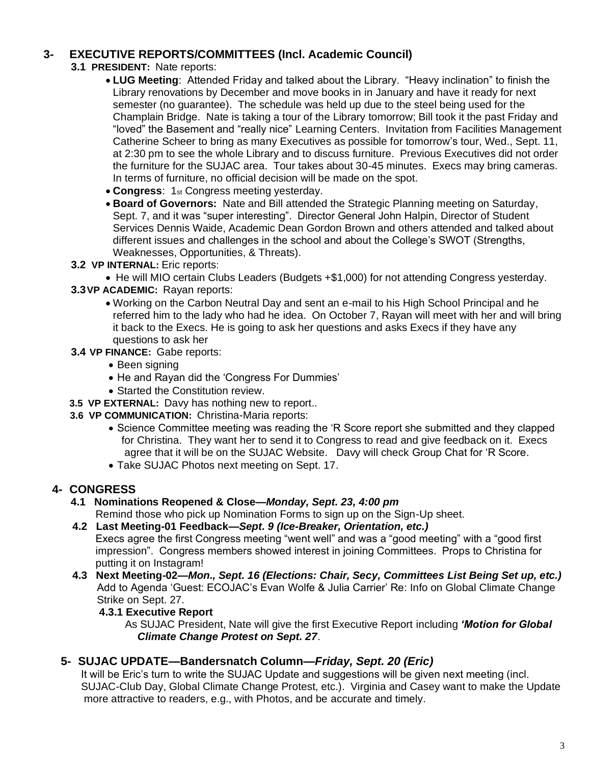## 3- EXECUTIVE REPORTS/COMMITTEES (Incl. Academic Council)

**3.1 PRESIDENT:** Nate reports:

- **LUG Meeting**: Attended Friday and talked about the Library. "Heavy inclination" to finish the Library renovations by December and move books in in January and have it ready for next semester (no guarantee). The schedule was held up due to the steel being used for the Champlain Bridge. Nate is taking a tour of the Library tomorrow; Bill took it the past Friday and "loved" the Basement and "really nice" Learning Centers. Invitation from Facilities Management Catherine Scheer to bring as many Executives as possible for tomorrow's tour, Wed., Sept. 11, at 2:30 pm to see the whole Library and to discuss furniture. Previous Executives did not order the furniture for the SUJAC area. Tour takes about 30-45 minutes. Execs may bring cameras. In terms of furniture, no official decision will be made on the spot.
- **Congress**: 1st Congress meeting yesterday.
- **Board of Governors:** Nate and Bill attended the Strategic Planning meeting on Saturday, Sept. 7, and it was "super interesting". Director General John Halpin, Director of Student Services Dennis Waide, Academic Dean Gordon Brown and others attended and talked about different issues and challenges in the school and about the College's SWOT (Strengths, Weaknesses, Opportunities, & Threats).

**3.2 VP INTERNAL:** Eric reports:

- He will MIO certain Clubs Leaders (Budgets +$1,000) for not attending Congress yesterday.

**3.3 VP ACADEMIC:** Rayan reports:

- Working on the Carbon Neutral Day and sent an e-mail to his High School Principal and he referred him to the lady who had he idea. On October 7, Rayan will meet with her and will bring it back to the Execs. He is going to ask her questions and asks Execs if they have any questions to ask her

**3.4 VP FINANCE:** Gabe reports:

- Been signing
- He and Rayan did the 'Congress For Dummies'
- Started the Constitution review.

**3.5 VP EXTERNAL:** Davy has nothing new to report..

**3.6 VP COMMUNICATION:** Christina-Maria reports:

- Science Committee meeting was reading the 'R Score report she submitted and they clapped for Christina. They want her to send it to Congress to read and give feedback on it. Execs agree that it will be on the SUJAC Website. Davy will check Group Chat for 'R Score.
- Take SUJAC Photos next meeting on Sept. 17.

## 4- CONGRESS

**4.1 Nominations Reopened & Close—*Monday, Sept. 23, 4:00 pm***

Remind those who pick up Nomination Forms to sign up on the Sign-Up sheet.

**4.2 Last Meeting-01 Feedback—*Sept. 9 (Ice-Breaker, Orientation, etc.)***

Execs agree the first Congress meeting "went well" and was a "good meeting" with a "good first impression". Congress members showed interest in joining Committees. Props to Christina for putting it on Instagram!

**4.3 Next Meeting-02—*Mon., Sept. 16 (Elections: Chair, Secy, Committees List Being Set up, etc.)***

Add to Agenda 'Guest: ECOJAC's Evan Wolfe & Julia Carrier' Re: Info on Global Climate Change Strike on Sept. 27.

**4.3.1 Executive Report**

As SUJAC President, Nate will give the first Executive Report including ***'Motion for Global Climate Change Protest on Sept. 27***.

## 5- SUJAC UPDATE—Bandersnatch Column—*Friday, Sept. 20 (Eric)*

It will be Eric's turn to write the SUJAC Update and suggestions will be given next meeting (incl. SUJAC-Club Day, Global Climate Change Protest, etc.). Virginia and Casey want to make the Update more attractive to readers, e.g., with Photos, and be accurate and timely.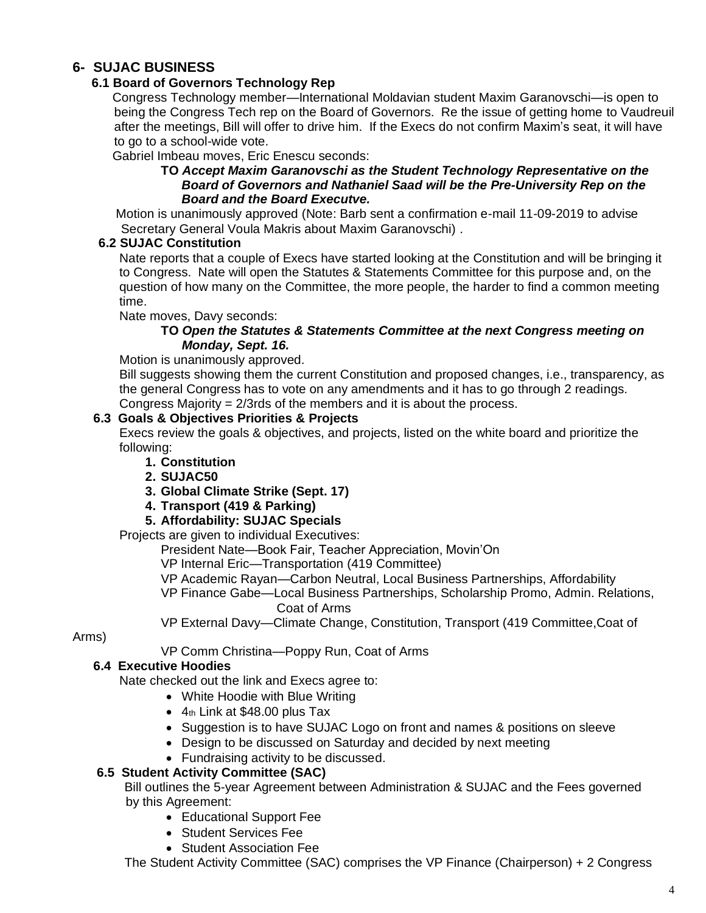## 6- SUJAC BUSINESS

### 6.1 Board of Governors Technology Rep

Congress Technology member—International Moldavian student Maxim Garanovschi—is open to being the Congress Tech rep on the Board of Governors. Re the issue of getting home to Vaudreuil after the meetings, Bill will offer to drive him. If the Execs do not confirm Maxim's seat, it will have to go to a school-wide vote.

Gabriel Imbeau moves, Eric Enescu seconds:

> **TO *Accept Maxim Garanovschi as the Student Technology Representative on the Board of Governors and Nathaniel Saad will be the Pre-University Rep on the Board and the Board Executve.***

Motion is unanimously approved (Note: Barb sent a confirmation e-mail 11-09-2019 to advise Secretary General Voula Makris about Maxim Garanovschi) .

### 6.2 SUJAC Constitution

Nate reports that a couple of Execs have started looking at the Constitution and will be bringing it to Congress. Nate will open the Statutes & Statements Committee for this purpose and, on the question of how many on the Committee, the more people, the harder to find a common meeting time.

Nate moves, Davy seconds:

> **TO *Open the Statutes & Statements Committee at the next Congress meeting on Monday, Sept. 16.***

Motion is unanimously approved.

Bill suggests showing them the current Constitution and proposed changes, i.e., transparency, as the general Congress has to vote on any amendments and it has to go through 2 readings. Congress Majority = 2/3rds of the members and it is about the process.

### 6.3 Goals & Objectives Priorities & Projects

Execs review the goals & objectives, and projects, listed on the white board and prioritize the following:

1. **Constitution**
2. **SUJAC50**
3. **Global Climate Strike (Sept. 17)**
4. **Transport (419 & Parking)**
5. **Affordability: SUJAC Specials**

Projects are given to individual Executives:

- President Nate—Book Fair, Teacher Appreciation, Movin'On
- VP Internal Eric—Transportation (419 Committee)
- VP Academic Rayan—Carbon Neutral, Local Business Partnerships, Affordability
- VP Finance Gabe—Local Business Partnerships, Scholarship Promo, Admin. Relations, Coat of Arms
- VP External Davy—Climate Change, Constitution, Transport (419 Committee,Coat of Arms)
- VP Comm Christina—Poppy Run, Coat of Arms

### 6.4 Executive Hoodies

Nate checked out the link and Execs agree to:

- White Hoodie with Blue Writing
- 4th Link at $48.00 plus Tax
- Suggestion is to have SUJAC Logo on front and names & positions on sleeve
- Design to be discussed on Saturday and decided by next meeting
- Fundraising activity to be discussed.

### 6.5 Student Activity Committee (SAC)

Bill outlines the 5-year Agreement between Administration & SUJAC and the Fees governed by this Agreement:

- Educational Support Fee
- Student Services Fee
- Student Association Fee

The Student Activity Committee (SAC) comprises the VP Finance (Chairperson) + 2 Congress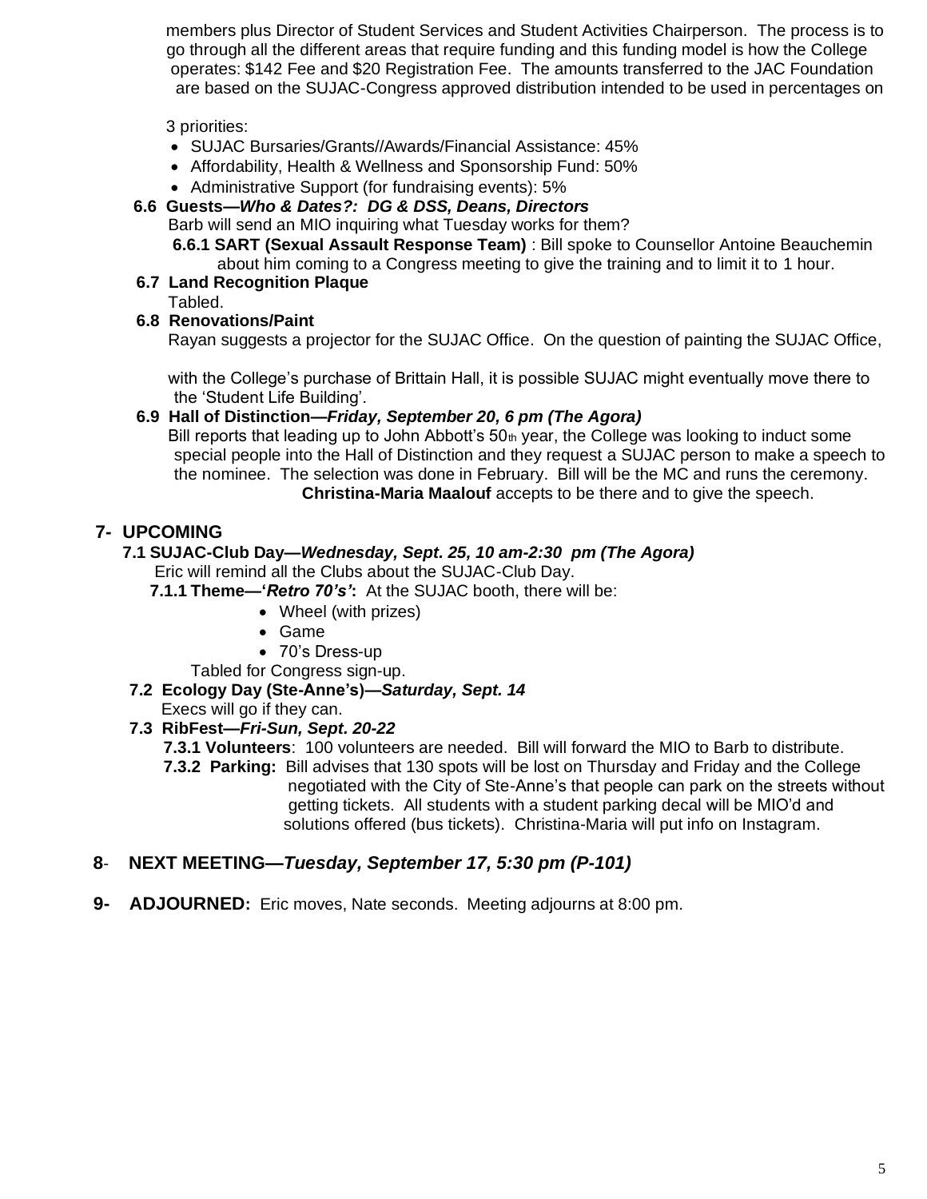members plus Director of Student Services and Student Activities Chairperson. The process is to go through all the different areas that require funding and this funding model is how the College operates: $142 Fee and $20 Registration Fee. The amounts transferred to the JAC Foundation are based on the SUJAC-Congress approved distribution intended to be used in percentages on

3 priorities:

- SUJAC Bursaries/Grants//Awards/Financial Assistance: 45%
- Affordability, Health & Wellness and Sponsorship Fund: 50%
- Administrative Support (for fundraising events): 5%

**6.6 Guests—*Who & Dates?: DG & DSS, Deans, Directors***

Barb will send an MIO inquiring what Tuesday works for them?

**6.6.1 SART (Sexual Assault Response Team)** : Bill spoke to Counsellor Antoine Beauchemin about him coming to a Congress meeting to give the training and to limit it to 1 hour.

**6.7 Land Recognition Plaque**

Tabled.

**6.8 Renovations/Paint**

Rayan suggests a projector for the SUJAC Office. On the question of painting the SUJAC Office,

with the College's purchase of Brittain Hall, it is possible SUJAC might eventually move there to the 'Student Life Building'.

**6.9 Hall of Distinction—*Friday, September 20, 6 pm (The Agora)***

Bill reports that leading up to John Abbott's 50th year, the College was looking to induct some special people into the Hall of Distinction and they request a SUJAC person to make a speech to the nominee. The selection was done in February. Bill will be the MC and runs the ceremony. **Christina-Maria Maalouf** accepts to be there and to give the speech.

## 7- UPCOMING

**7.1 SUJAC-Club Day—*Wednesday, Sept. 25, 10 am-2:30 pm (The Agora)***

Eric will remind all the Clubs about the SUJAC-Club Day.

**7.1.1 Theme—'*Retro 70's*':** At the SUJAC booth, there will be:

- Wheel (with prizes)
- Game
- 70's Dress-up

Tabled for Congress sign-up.

**7.2 Ecology Day (Ste-Anne's)—*Saturday, Sept. 14***

Execs will go if they can.

**7.3 RibFest—*Fri-Sun, Sept. 20-22***

**7.3.1 Volunteers**: 100 volunteers are needed. Bill will forward the MIO to Barb to distribute.

**7.3.2 Parking:** Bill advises that 130 spots will be lost on Thursday and Friday and the College negotiated with the City of Ste-Anne's that people can park on the streets without getting tickets. All students with a student parking decal will be MIO'd and solutions offered (bus tickets). Christina-Maria will put info on Instagram.

## 8- NEXT MEETING—*Tuesday, September 17, 5:30 pm (P-101)*

## 9- ADJOURNED: Eric moves, Nate seconds. Meeting adjourns at 8:00 pm.